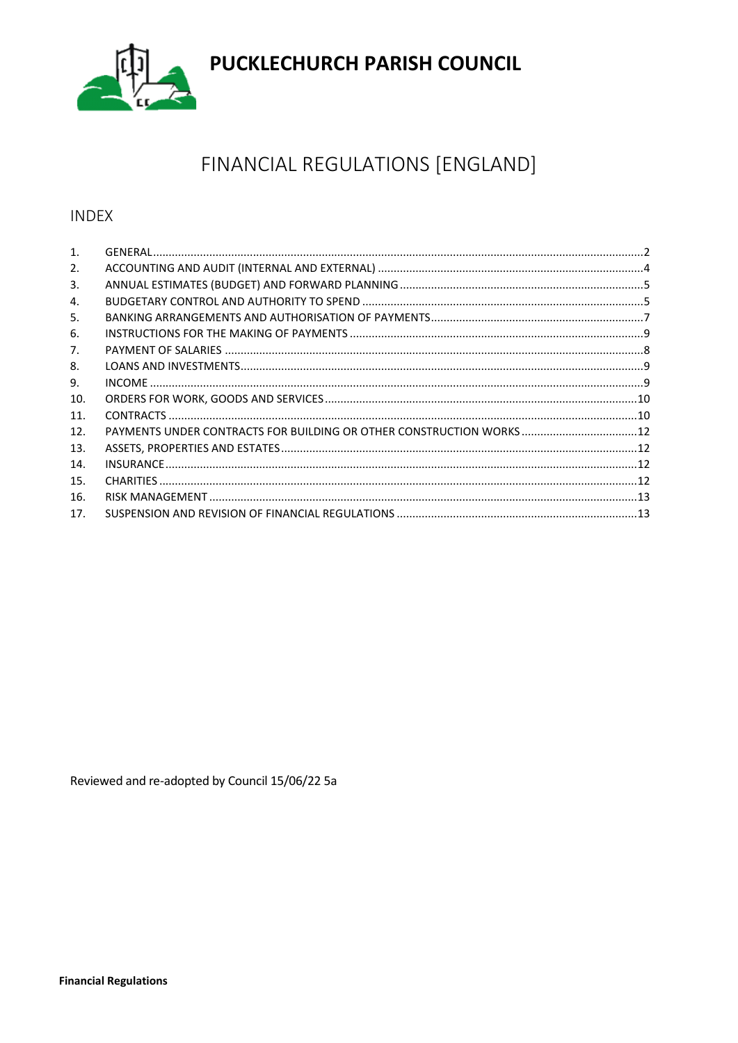# PUCKLECHURCH PARISH COUNCIL

## FINANCIAL REGULATIONS [ENGLAND]

### INDEX

| | | |
|---|---|---|
| 1. | GENERAL | 2 |
| 2. | ACCOUNTING AND AUDIT (INTERNAL AND EXTERNAL) | 4 |
| 3. | ANNUAL ESTIMATES (BUDGET) AND FORWARD PLANNING | 5 |
| 4. | BUDGETARY CONTROL AND AUTHORITY TO SPEND | 5 |
| 5. | BANKING ARRANGEMENTS AND AUTHORISATION OF PAYMENTS | 7 |
| 6. | INSTRUCTIONS FOR THE MAKING OF PAYMENTS | 9 |
| 7. | PAYMENT OF SALARIES | 8 |
| 8. | LOANS AND INVESTMENTS | 9 |
| 9. | INCOME | 9 |
| 10. | ORDERS FOR WORK, GOODS AND SERVICES | 10 |
| 11. | CONTRACTS | 10 |
| 12. | PAYMENTS UNDER CONTRACTS FOR BUILDING OR OTHER CONSTRUCTION WORKS | 12 |
| 13. | ASSETS, PROPERTIES AND ESTATES | 12 |
| 14. | INSURANCE | 12 |
| 15. | CHARITIES | 12 |
| 16. | RISK MANAGEMENT | 13 |
| 17. | SUSPENSION AND REVISION OF FINANCIAL REGULATIONS | 13 |

Reviewed and re-adopted by Council 15/06/22 5a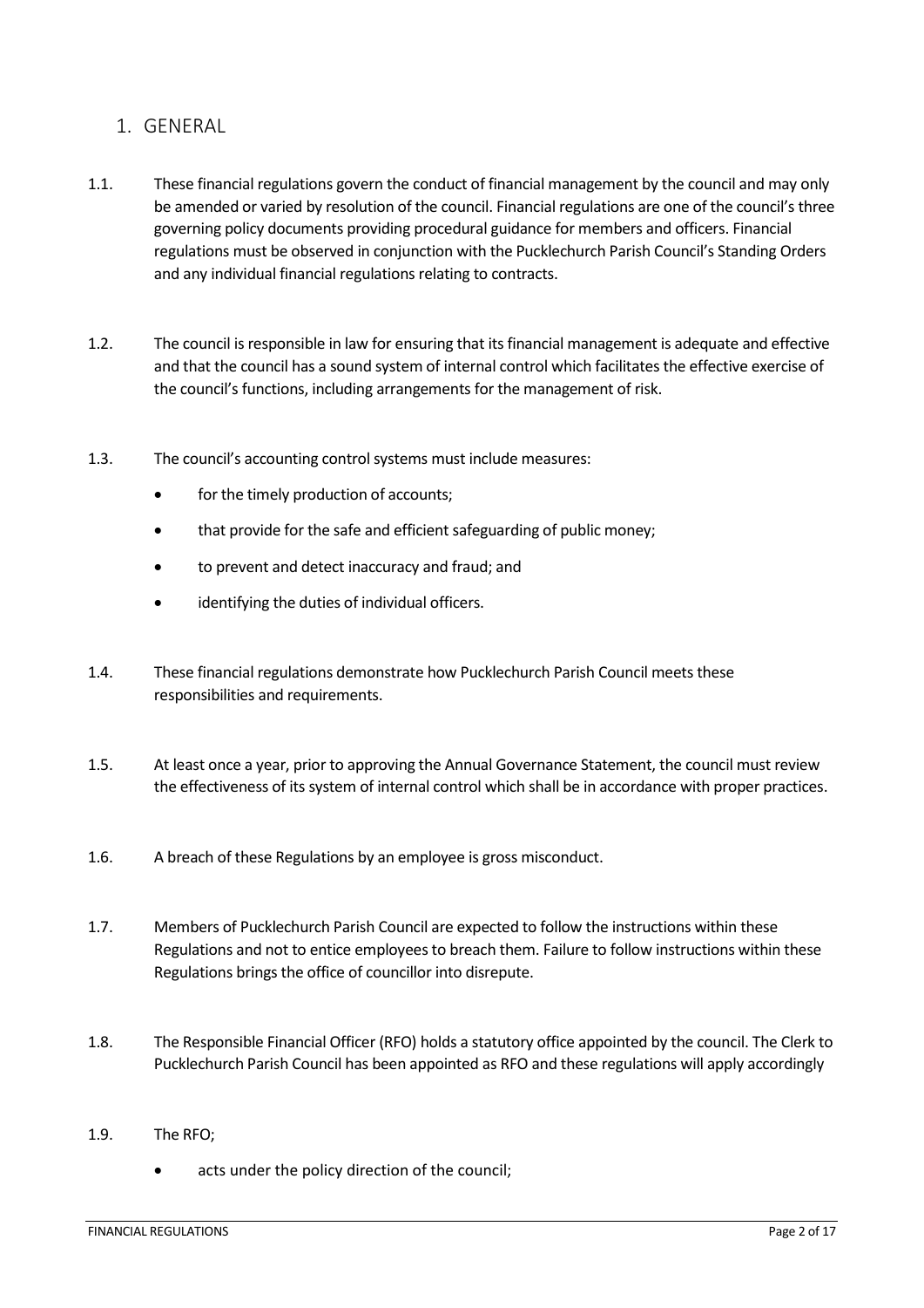## 1. GENERAL

1.1. These financial regulations govern the conduct of financial management by the council and may only be amended or varied by resolution of the council. Financial regulations are one of the council's three governing policy documents providing procedural guidance for members and officers. Financial regulations must be observed in conjunction with the Pucklechurch Parish Council's Standing Orders and any individual financial regulations relating to contracts.

1.2. The council is responsible in law for ensuring that its financial management is adequate and effective and that the council has a sound system of internal control which facilitates the effective exercise of the council's functions, including arrangements for the management of risk.

1.3. The council's accounting control systems must include measures:

- for the timely production of accounts;
- that provide for the safe and efficient safeguarding of public money;
- to prevent and detect inaccuracy and fraud; and
- identifying the duties of individual officers.

1.4. These financial regulations demonstrate how Pucklechurch Parish Council meets these responsibilities and requirements.

1.5. At least once a year, prior to approving the Annual Governance Statement, the council must review the effectiveness of its system of internal control which shall be in accordance with proper practices.

1.6. A breach of these Regulations by an employee is gross misconduct.

1.7. Members of Pucklechurch Parish Council are expected to follow the instructions within these Regulations and not to entice employees to breach them. Failure to follow instructions within these Regulations brings the office of councillor into disrepute.

1.8. The Responsible Financial Officer (RFO) holds a statutory office appointed by the council. The Clerk to Pucklechurch Parish Council has been appointed as RFO and these regulations will apply accordingly

1.9. The RFO;

- acts under the policy direction of the council;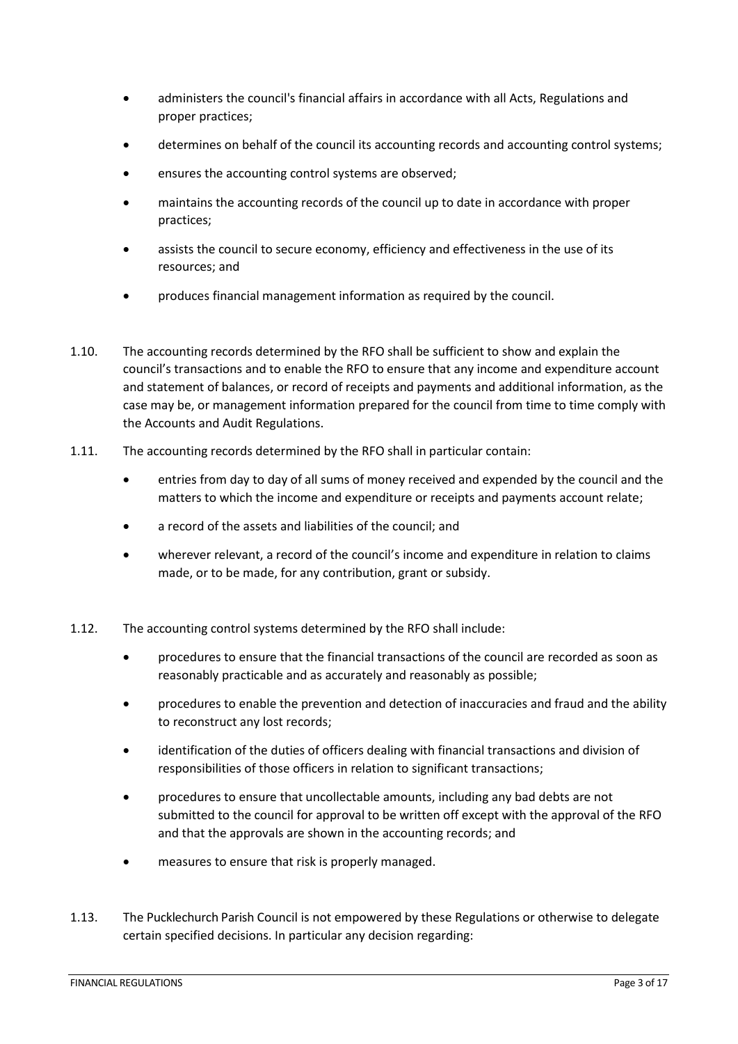- administers the council's financial affairs in accordance with all Acts, Regulations and proper practices;
- determines on behalf of the council its accounting records and accounting control systems;
- ensures the accounting control systems are observed;
- maintains the accounting records of the council up to date in accordance with proper practices;
- assists the council to secure economy, efficiency and effectiveness in the use of its resources; and
- produces financial management information as required by the council.

1.10. The accounting records determined by the RFO shall be sufficient to show and explain the council's transactions and to enable the RFO to ensure that any income and expenditure account and statement of balances, or record of receipts and payments and additional information, as the case may be, or management information prepared for the council from time to time comply with the Accounts and Audit Regulations.

1.11. The accounting records determined by the RFO shall in particular contain:

- entries from day to day of all sums of money received and expended by the council and the matters to which the income and expenditure or receipts and payments account relate;
- a record of the assets and liabilities of the council; and
- wherever relevant, a record of the council's income and expenditure in relation to claims made, or to be made, for any contribution, grant or subsidy.

1.12. The accounting control systems determined by the RFO shall include:

- procedures to ensure that the financial transactions of the council are recorded as soon as reasonably practicable and as accurately and reasonably as possible;
- procedures to enable the prevention and detection of inaccuracies and fraud and the ability to reconstruct any lost records;
- identification of the duties of officers dealing with financial transactions and division of responsibilities of those officers in relation to significant transactions;
- procedures to ensure that uncollectable amounts, including any bad debts are not submitted to the council for approval to be written off except with the approval of the RFO and that the approvals are shown in the accounting records; and
- measures to ensure that risk is properly managed.

1.13. The Pucklechurch Parish Council is not empowered by these Regulations or otherwise to delegate certain specified decisions. In particular any decision regarding: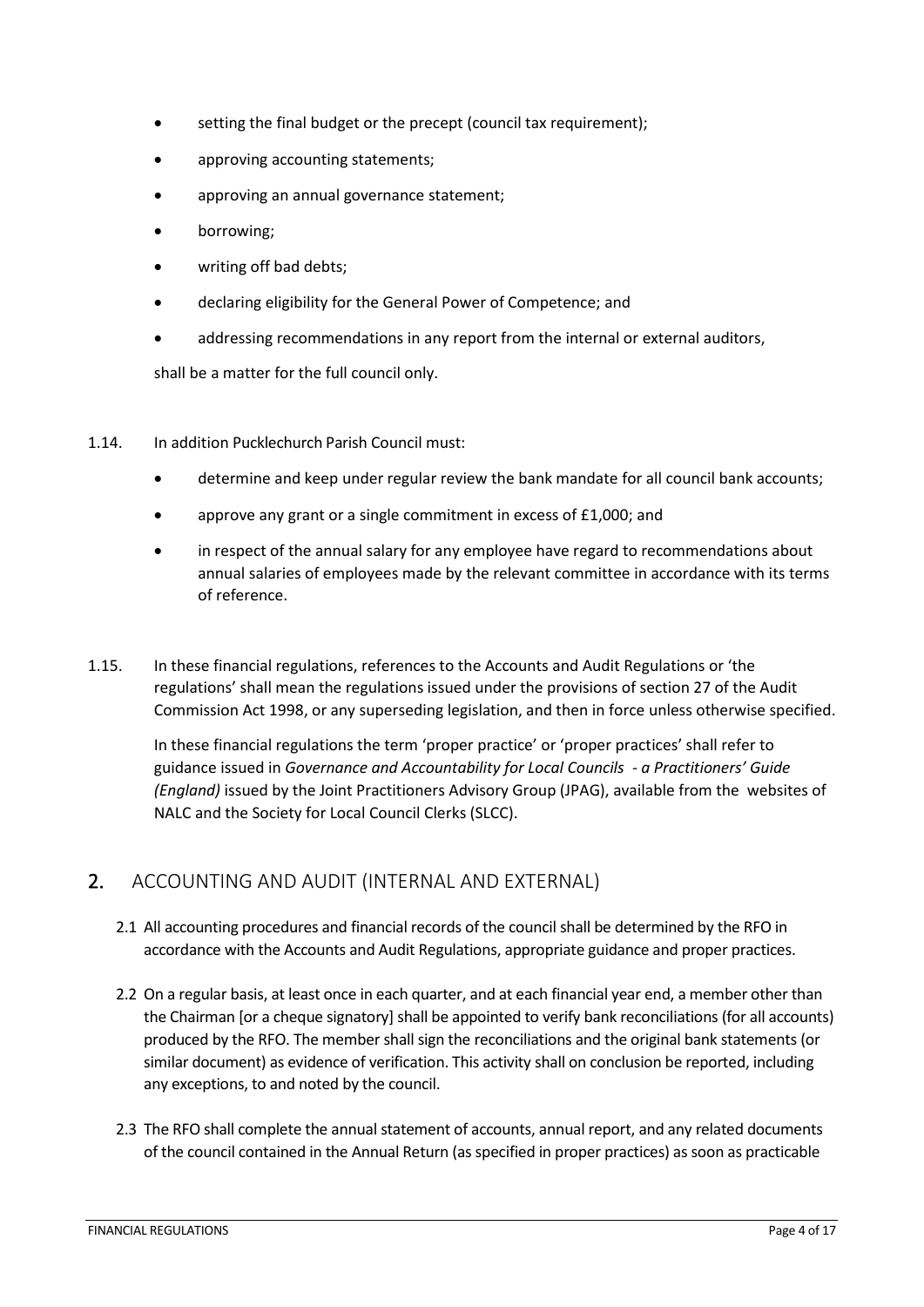- setting the final budget or the precept (council tax requirement);
- approving accounting statements;
- approving an annual governance statement;
- borrowing;
- writing off bad debts;
- declaring eligibility for the General Power of Competence; and
- addressing recommendations in any report from the internal or external auditors,

shall be a matter for the full council only.

1.14. In addition Pucklechurch Parish Council must:

- determine and keep under regular review the bank mandate for all council bank accounts;
- approve any grant or a single commitment in excess of £1,000; and
- in respect of the annual salary for any employee have regard to recommendations about annual salaries of employees made by the relevant committee in accordance with its terms of reference.

1.15. In these financial regulations, references to the Accounts and Audit Regulations or 'the regulations' shall mean the regulations issued under the provisions of section 27 of the Audit Commission Act 1998, or any superseding legislation, and then in force unless otherwise specified.

In these financial regulations the term 'proper practice' or 'proper practices' shall refer to guidance issued in *Governance and Accountability for Local Councils - a Practitioners' Guide (England)* issued by the Joint Practitioners Advisory Group (JPAG), available from the websites of NALC and the Society for Local Council Clerks (SLCC).

## 2. ACCOUNTING AND AUDIT (INTERNAL AND EXTERNAL)

2.1 All accounting procedures and financial records of the council shall be determined by the RFO in accordance with the Accounts and Audit Regulations, appropriate guidance and proper practices.

2.2 On a regular basis, at least once in each quarter, and at each financial year end, a member other than the Chairman [or a cheque signatory] shall be appointed to verify bank reconciliations (for all accounts) produced by the RFO. The member shall sign the reconciliations and the original bank statements (or similar document) as evidence of verification. This activity shall on conclusion be reported, including any exceptions, to and noted by the council.

2.3 The RFO shall complete the annual statement of accounts, annual report, and any related documents of the council contained in the Annual Return (as specified in proper practices) as soon as practicable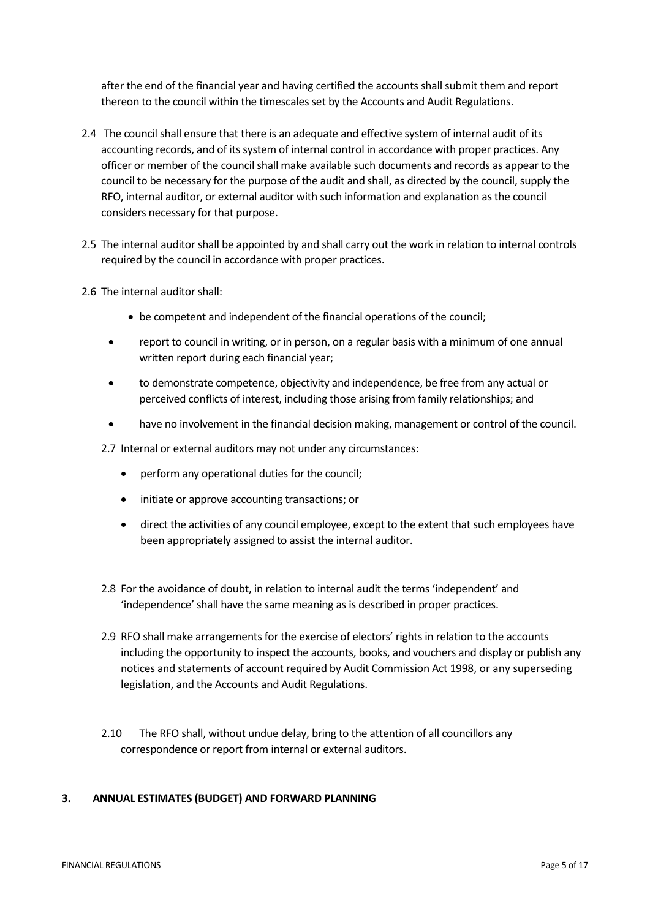after the end of the financial year and having certified the accounts shall submit them and report thereon to the council within the timescales set by the Accounts and Audit Regulations.

2.4 The council shall ensure that there is an adequate and effective system of internal audit of its accounting records, and of its system of internal control in accordance with proper practices. Any officer or member of the council shall make available such documents and records as appear to the council to be necessary for the purpose of the audit and shall, as directed by the council, supply the RFO, internal auditor, or external auditor with such information and explanation as the council considers necessary for that purpose.

2.5 The internal auditor shall be appointed by and shall carry out the work in relation to internal controls required by the council in accordance with proper practices.

2.6 The internal auditor shall:

- be competent and independent of the financial operations of the council;
- report to council in writing, or in person, on a regular basis with a minimum of one annual written report during each financial year;
- to demonstrate competence, objectivity and independence, be free from any actual or perceived conflicts of interest, including those arising from family relationships; and
- have no involvement in the financial decision making, management or control of the council.

2.7 Internal or external auditors may not under any circumstances:

- perform any operational duties for the council;
- initiate or approve accounting transactions; or
- direct the activities of any council employee, except to the extent that such employees have been appropriately assigned to assist the internal auditor.

2.8 For the avoidance of doubt, in relation to internal audit the terms 'independent' and 'independence' shall have the same meaning as is described in proper practices.

2.9 RFO shall make arrangements for the exercise of electors' rights in relation to the accounts including the opportunity to inspect the accounts, books, and vouchers and display or publish any notices and statements of account required by Audit Commission Act 1998, or any superseding legislation, and the Accounts and Audit Regulations.

2.10 The RFO shall, without undue delay, bring to the attention of all councillors any correspondence or report from internal or external auditors.

## 3. ANNUAL ESTIMATES (BUDGET) AND FORWARD PLANNING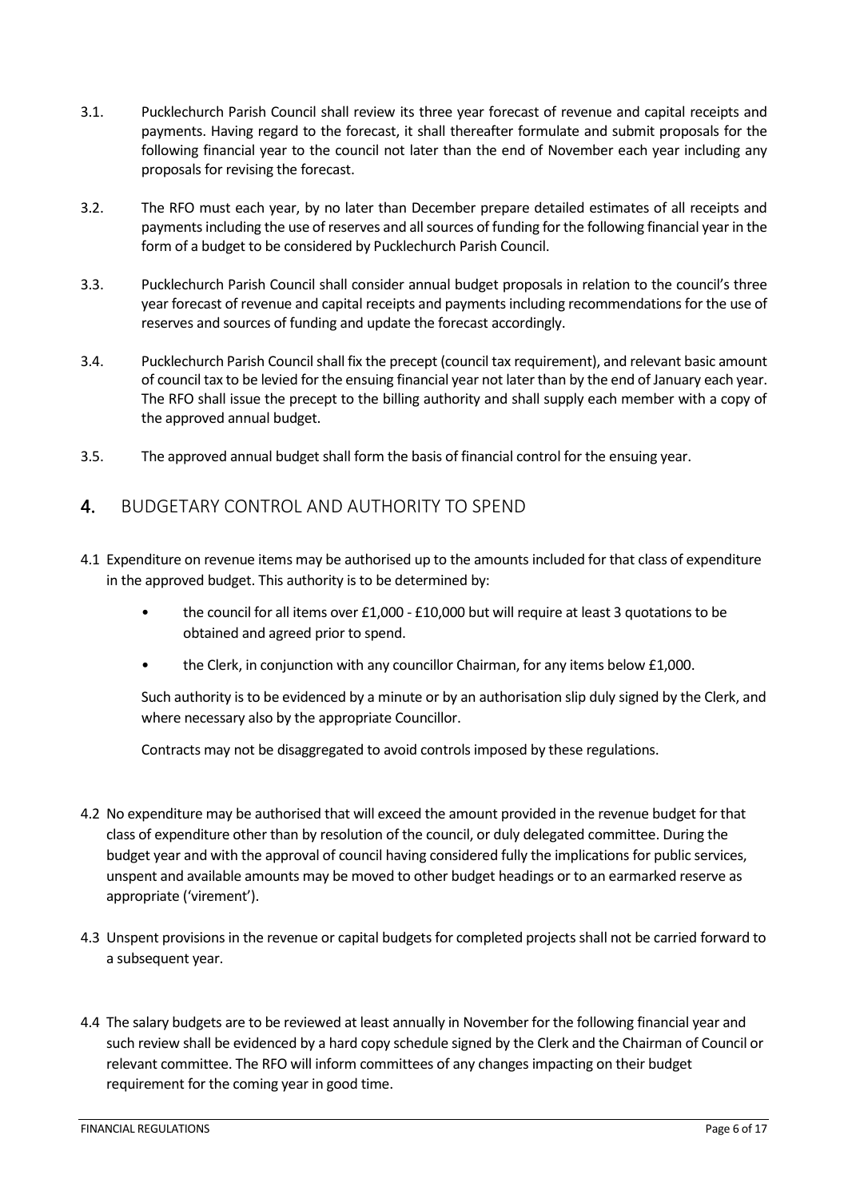3.1. Pucklechurch Parish Council shall review its three year forecast of revenue and capital receipts and payments. Having regard to the forecast, it shall thereafter formulate and submit proposals for the following financial year to the council not later than the end of November each year including any proposals for revising the forecast.

3.2. The RFO must each year, by no later than December prepare detailed estimates of all receipts and payments including the use of reserves and all sources of funding for the following financial year in the form of a budget to be considered by Pucklechurch Parish Council.

3.3. Pucklechurch Parish Council shall consider annual budget proposals in relation to the council's three year forecast of revenue and capital receipts and payments including recommendations for the use of reserves and sources of funding and update the forecast accordingly.

3.4. Pucklechurch Parish Council shall fix the precept (council tax requirement), and relevant basic amount of council tax to be levied for the ensuing financial year not later than by the end of January each year. The RFO shall issue the precept to the billing authority and shall supply each member with a copy of the approved annual budget.

3.5. The approved annual budget shall form the basis of financial control for the ensuing year.

## 4. BUDGETARY CONTROL AND AUTHORITY TO SPEND

4.1 Expenditure on revenue items may be authorised up to the amounts included for that class of expenditure in the approved budget. This authority is to be determined by:

- the council for all items over £1,000 - £10,000 but will require at least 3 quotations to be obtained and agreed prior to spend.
- the Clerk, in conjunction with any councillor Chairman, for any items below £1,000.

Such authority is to be evidenced by a minute or by an authorisation slip duly signed by the Clerk, and where necessary also by the appropriate Councillor.

Contracts may not be disaggregated to avoid controls imposed by these regulations.

4.2 No expenditure may be authorised that will exceed the amount provided in the revenue budget for that class of expenditure other than by resolution of the council, or duly delegated committee. During the budget year and with the approval of council having considered fully the implications for public services, unspent and available amounts may be moved to other budget headings or to an earmarked reserve as appropriate ('virement').

4.3 Unspent provisions in the revenue or capital budgets for completed projects shall not be carried forward to a subsequent year.

4.4 The salary budgets are to be reviewed at least annually in November for the following financial year and such review shall be evidenced by a hard copy schedule signed by the Clerk and the Chairman of Council or relevant committee. The RFO will inform committees of any changes impacting on their budget requirement for the coming year in good time.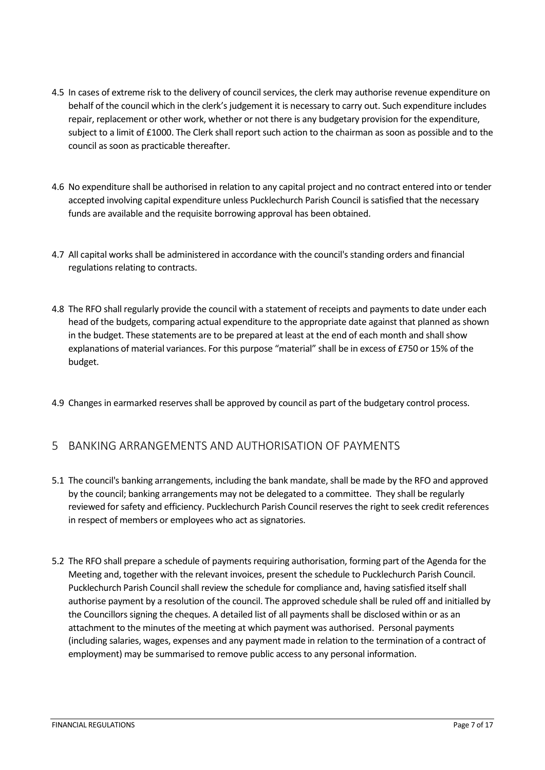4.5 In cases of extreme risk to the delivery of council services, the clerk may authorise revenue expenditure on behalf of the council which in the clerk's judgement it is necessary to carry out. Such expenditure includes repair, replacement or other work, whether or not there is any budgetary provision for the expenditure, subject to a limit of £1000. The Clerk shall report such action to the chairman as soon as possible and to the council as soon as practicable thereafter.

4.6 No expenditure shall be authorised in relation to any capital project and no contract entered into or tender accepted involving capital expenditure unless Pucklechurch Parish Council is satisfied that the necessary funds are available and the requisite borrowing approval has been obtained.

4.7 All capital works shall be administered in accordance with the council's standing orders and financial regulations relating to contracts.

4.8 The RFO shall regularly provide the council with a statement of receipts and payments to date under each head of the budgets, comparing actual expenditure to the appropriate date against that planned as shown in the budget. These statements are to be prepared at least at the end of each month and shall show explanations of material variances. For this purpose "material" shall be in excess of £750 or 15% of the budget.

4.9 Changes in earmarked reserves shall be approved by council as part of the budgetary control process.

## 5 BANKING ARRANGEMENTS AND AUTHORISATION OF PAYMENTS

5.1 The council's banking arrangements, including the bank mandate, shall be made by the RFO and approved by the council; banking arrangements may not be delegated to a committee. They shall be regularly reviewed for safety and efficiency. Pucklechurch Parish Council reserves the right to seek credit references in respect of members or employees who act as signatories.

5.2 The RFO shall prepare a schedule of payments requiring authorisation, forming part of the Agenda for the Meeting and, together with the relevant invoices, present the schedule to Pucklechurch Parish Council. Pucklechurch Parish Council shall review the schedule for compliance and, having satisfied itself shall authorise payment by a resolution of the council. The approved schedule shall be ruled off and initialled by the Councillors signing the cheques. A detailed list of all payments shall be disclosed within or as an attachment to the minutes of the meeting at which payment was authorised. Personal payments (including salaries, wages, expenses and any payment made in relation to the termination of a contract of employment) may be summarised to remove public access to any personal information.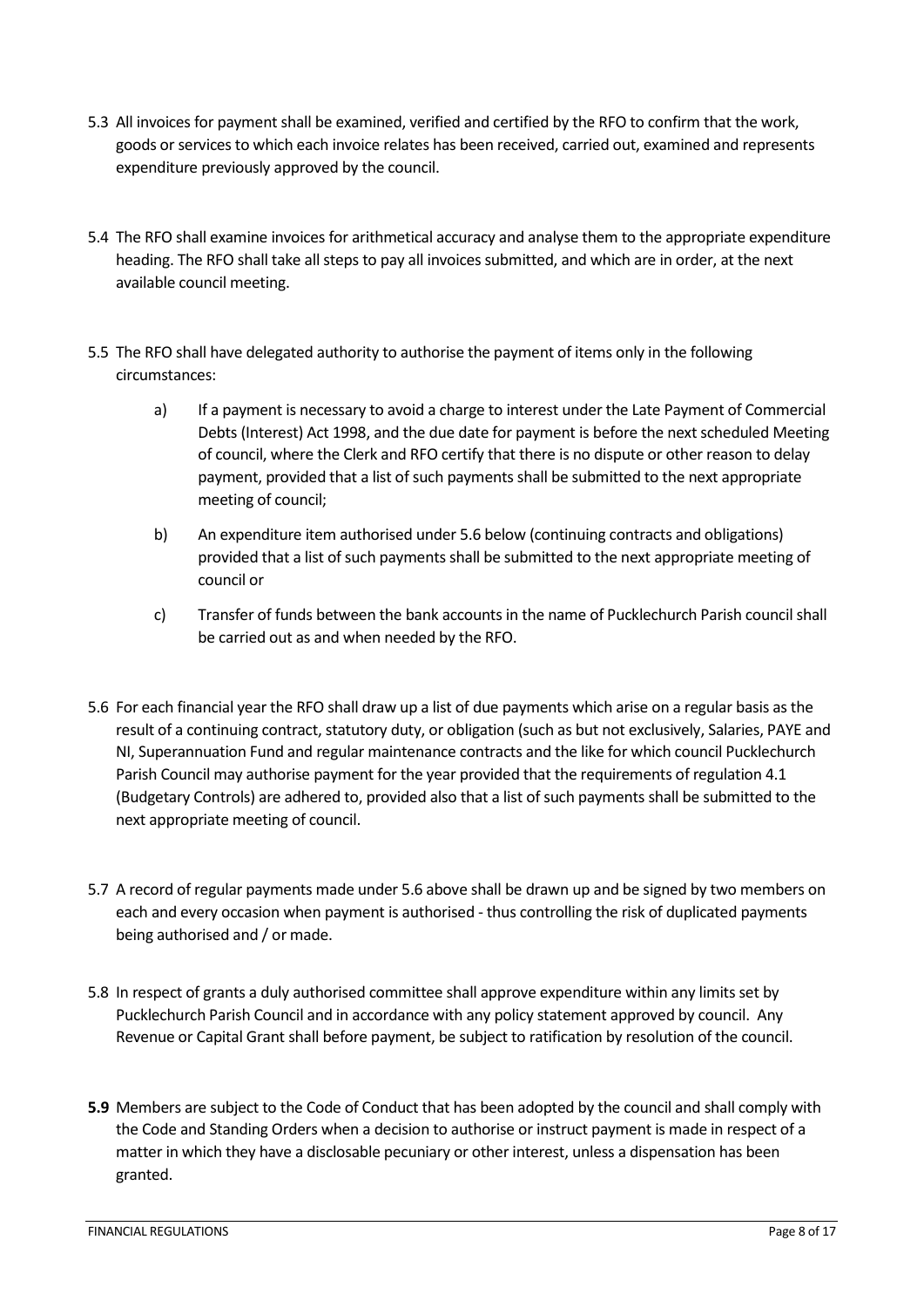5.3 All invoices for payment shall be examined, verified and certified by the RFO to confirm that the work, goods or services to which each invoice relates has been received, carried out, examined and represents expenditure previously approved by the council.

5.4 The RFO shall examine invoices for arithmetical accuracy and analyse them to the appropriate expenditure heading. The RFO shall take all steps to pay all invoices submitted, and which are in order, at the next available council meeting.

5.5 The RFO shall have delegated authority to authorise the payment of items only in the following circumstances:

a) If a payment is necessary to avoid a charge to interest under the Late Payment of Commercial Debts (Interest) Act 1998, and the due date for payment is before the next scheduled Meeting of council, where the Clerk and RFO certify that there is no dispute or other reason to delay payment, provided that a list of such payments shall be submitted to the next appropriate meeting of council;

b) An expenditure item authorised under 5.6 below (continuing contracts and obligations) provided that a list of such payments shall be submitted to the next appropriate meeting of council or

c) Transfer of funds between the bank accounts in the name of Pucklechurch Parish council shall be carried out as and when needed by the RFO.

5.6 For each financial year the RFO shall draw up a list of due payments which arise on a regular basis as the result of a continuing contract, statutory duty, or obligation (such as but not exclusively, Salaries, PAYE and NI, Superannuation Fund and regular maintenance contracts and the like for which council Pucklechurch Parish Council may authorise payment for the year provided that the requirements of regulation 4.1 (Budgetary Controls) are adhered to, provided also that a list of such payments shall be submitted to the next appropriate meeting of council.

5.7 A record of regular payments made under 5.6 above shall be drawn up and be signed by two members on each and every occasion when payment is authorised - thus controlling the risk of duplicated payments being authorised and / or made.

5.8 In respect of grants a duly authorised committee shall approve expenditure within any limits set by Pucklechurch Parish Council and in accordance with any policy statement approved by council. Any Revenue or Capital Grant shall before payment, be subject to ratification by resolution of the council.

**5.9** Members are subject to the Code of Conduct that has been adopted by the council and shall comply with the Code and Standing Orders when a decision to authorise or instruct payment is made in respect of a matter in which they have a disclosable pecuniary or other interest, unless a dispensation has been granted.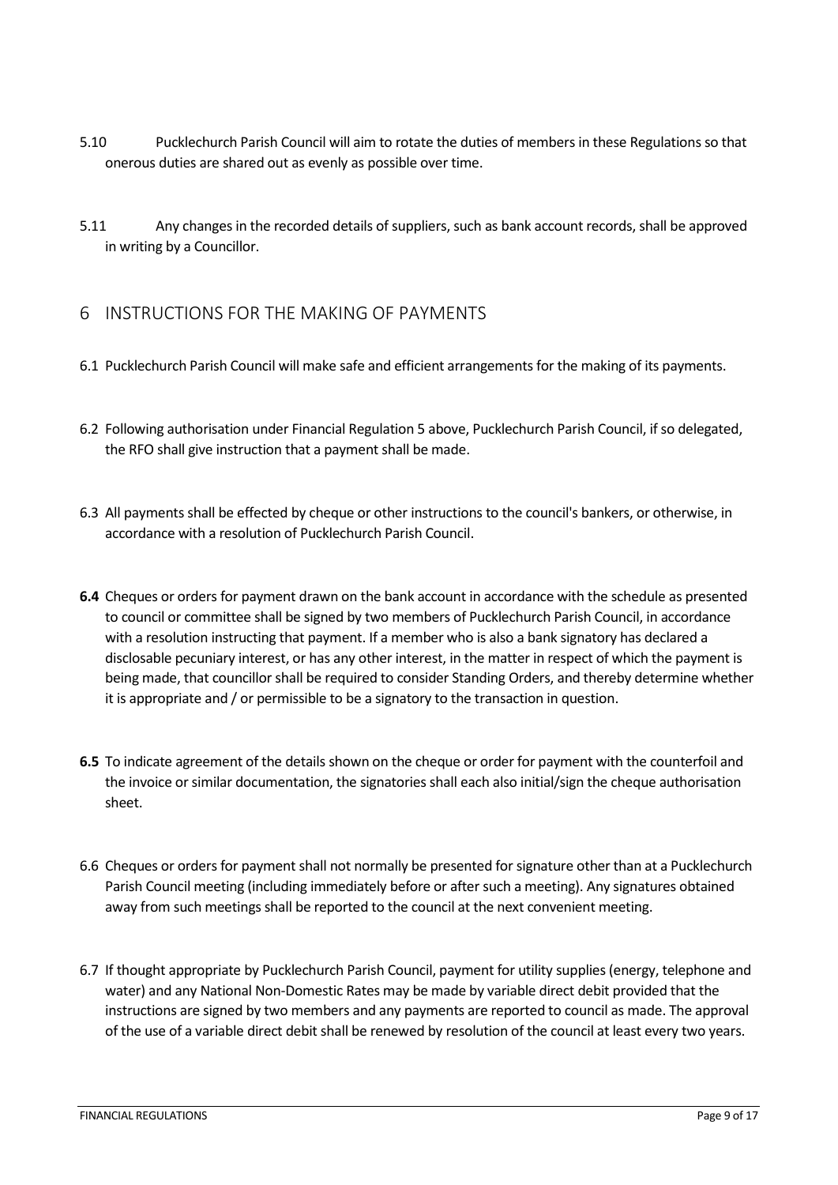5.10 Pucklechurch Parish Council will aim to rotate the duties of members in these Regulations so that onerous duties are shared out as evenly as possible over time.

5.11 Any changes in the recorded details of suppliers, such as bank account records, shall be approved in writing by a Councillor.

## 6 INSTRUCTIONS FOR THE MAKING OF PAYMENTS

6.1 Pucklechurch Parish Council will make safe and efficient arrangements for the making of its payments.

6.2 Following authorisation under Financial Regulation 5 above, Pucklechurch Parish Council, if so delegated, the RFO shall give instruction that a payment shall be made.

6.3 All payments shall be effected by cheque or other instructions to the council's bankers, or otherwise, in accordance with a resolution of Pucklechurch Parish Council.

**6.4** Cheques or orders for payment drawn on the bank account in accordance with the schedule as presented to council or committee shall be signed by two members of Pucklechurch Parish Council, in accordance with a resolution instructing that payment. If a member who is also a bank signatory has declared a disclosable pecuniary interest, or has any other interest, in the matter in respect of which the payment is being made, that councillor shall be required to consider Standing Orders, and thereby determine whether it is appropriate and / or permissible to be a signatory to the transaction in question.

**6.5** To indicate agreement of the details shown on the cheque or order for payment with the counterfoil and the invoice or similar documentation, the signatories shall each also initial/sign the cheque authorisation sheet.

6.6 Cheques or orders for payment shall not normally be presented for signature other than at a Pucklechurch Parish Council meeting (including immediately before or after such a meeting). Any signatures obtained away from such meetings shall be reported to the council at the next convenient meeting.

6.7 If thought appropriate by Pucklechurch Parish Council, payment for utility supplies (energy, telephone and water) and any National Non-Domestic Rates may be made by variable direct debit provided that the instructions are signed by two members and any payments are reported to council as made. The approval of the use of a variable direct debit shall be renewed by resolution of the council at least every two years.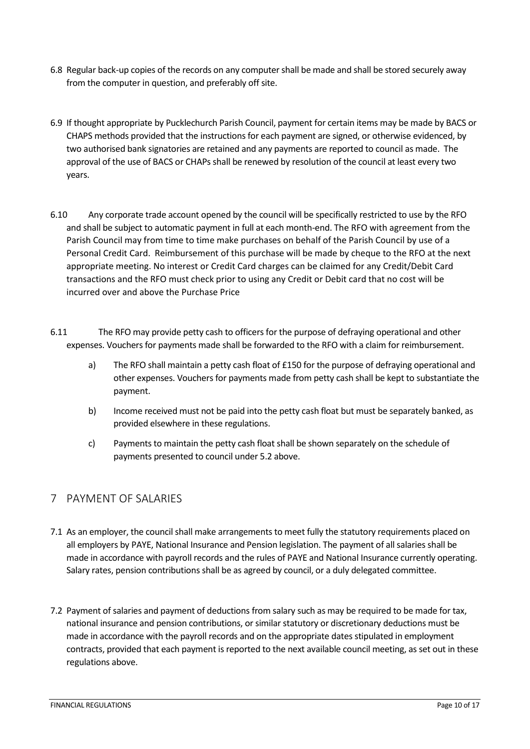6.8 Regular back-up copies of the records on any computer shall be made and shall be stored securely away from the computer in question, and preferably off site.

6.9 If thought appropriate by Pucklechurch Parish Council, payment for certain items may be made by BACS or CHAPS methods provided that the instructions for each payment are signed, or otherwise evidenced, by two authorised bank signatories are retained and any payments are reported to council as made. The approval of the use of BACS or CHAPs shall be renewed by resolution of the council at least every two years.

6.10 Any corporate trade account opened by the council will be specifically restricted to use by the RFO and shall be subject to automatic payment in full at each month-end. The RFO with agreement from the Parish Council may from time to time make purchases on behalf of the Parish Council by use of a Personal Credit Card. Reimbursement of this purchase will be made by cheque to the RFO at the next appropriate meeting. No interest or Credit Card charges can be claimed for any Credit/Debit Card transactions and the RFO must check prior to using any Credit or Debit card that no cost will be incurred over and above the Purchase Price

6.11 The RFO may provide petty cash to officers for the purpose of defraying operational and other expenses. Vouchers for payments made shall be forwarded to the RFO with a claim for reimbursement.

a) The RFO shall maintain a petty cash float of £150 for the purpose of defraying operational and other expenses. Vouchers for payments made from petty cash shall be kept to substantiate the payment.

b) Income received must not be paid into the petty cash float but must be separately banked, as provided elsewhere in these regulations.

c) Payments to maintain the petty cash float shall be shown separately on the schedule of payments presented to council under 5.2 above.

## 7 PAYMENT OF SALARIES

7.1 As an employer, the council shall make arrangements to meet fully the statutory requirements placed on all employers by PAYE, National Insurance and Pension legislation. The payment of all salaries shall be made in accordance with payroll records and the rules of PAYE and National Insurance currently operating. Salary rates, pension contributions shall be as agreed by council, or a duly delegated committee.

7.2 Payment of salaries and payment of deductions from salary such as may be required to be made for tax, national insurance and pension contributions, or similar statutory or discretionary deductions must be made in accordance with the payroll records and on the appropriate dates stipulated in employment contracts, provided that each payment is reported to the next available council meeting, as set out in these regulations above.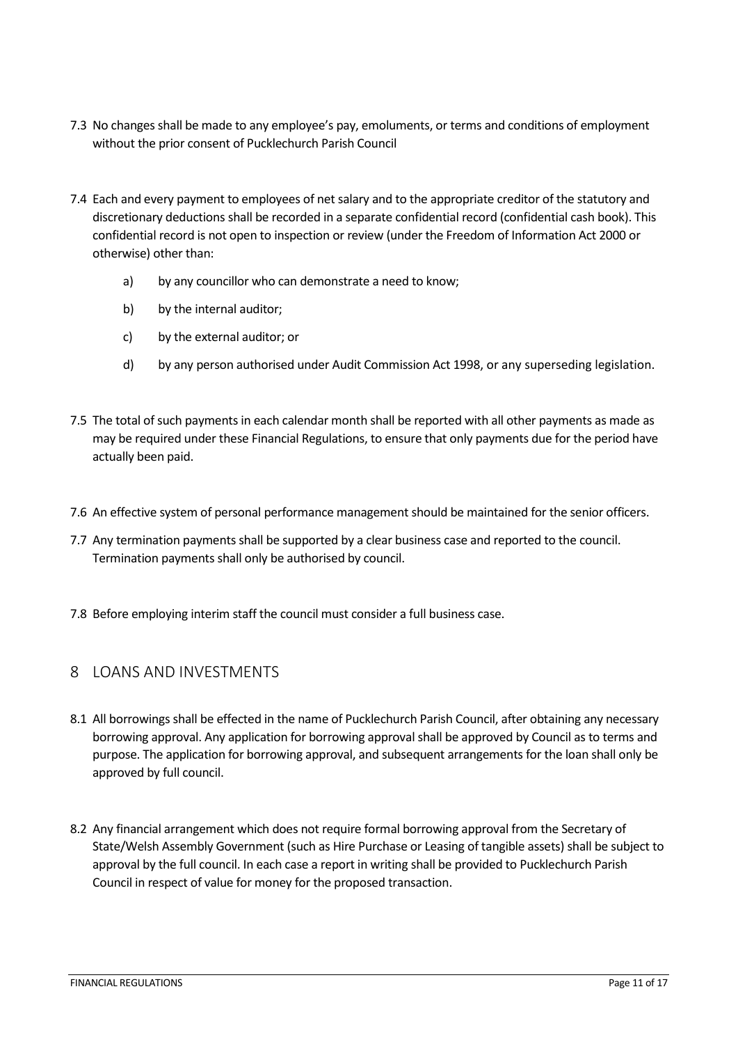7.3 No changes shall be made to any employee's pay, emoluments, or terms and conditions of employment without the prior consent of Pucklechurch Parish Council

7.4 Each and every payment to employees of net salary and to the appropriate creditor of the statutory and discretionary deductions shall be recorded in a separate confidential record (confidential cash book). This confidential record is not open to inspection or review (under the Freedom of Information Act 2000 or otherwise) other than:

a) by any councillor who can demonstrate a need to know;

b) by the internal auditor;

c) by the external auditor; or

d) by any person authorised under Audit Commission Act 1998, or any superseding legislation.

7.5 The total of such payments in each calendar month shall be reported with all other payments as made as may be required under these Financial Regulations, to ensure that only payments due for the period have actually been paid.

7.6 An effective system of personal performance management should be maintained for the senior officers.

7.7 Any termination payments shall be supported by a clear business case and reported to the council. Termination payments shall only be authorised by council.

7.8 Before employing interim staff the council must consider a full business case.

## 8 LOANS AND INVESTMENTS

8.1 All borrowings shall be effected in the name of Pucklechurch Parish Council, after obtaining any necessary borrowing approval. Any application for borrowing approval shall be approved by Council as to terms and purpose. The application for borrowing approval, and subsequent arrangements for the loan shall only be approved by full council.

8.2 Any financial arrangement which does not require formal borrowing approval from the Secretary of State/Welsh Assembly Government (such as Hire Purchase or Leasing of tangible assets) shall be subject to approval by the full council. In each case a report in writing shall be provided to Pucklechurch Parish Council in respect of value for money for the proposed transaction.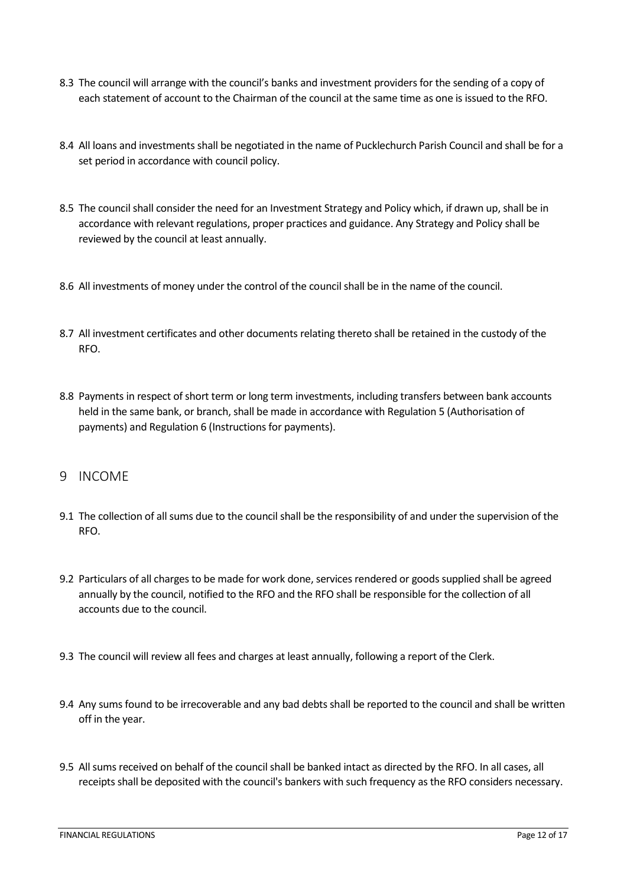8.3 The council will arrange with the council's banks and investment providers for the sending of a copy of each statement of account to the Chairman of the council at the same time as one is issued to the RFO.

8.4 All loans and investments shall be negotiated in the name of Pucklechurch Parish Council and shall be for a set period in accordance with council policy.

8.5 The council shall consider the need for an Investment Strategy and Policy which, if drawn up, shall be in accordance with relevant regulations, proper practices and guidance. Any Strategy and Policy shall be reviewed by the council at least annually.

8.6 All investments of money under the control of the council shall be in the name of the council.

8.7 All investment certificates and other documents relating thereto shall be retained in the custody of the RFO.

8.8 Payments in respect of short term or long term investments, including transfers between bank accounts held in the same bank, or branch, shall be made in accordance with Regulation 5 (Authorisation of payments) and Regulation 6 (Instructions for payments).

## 9 INCOME

9.1 The collection of all sums due to the council shall be the responsibility of and under the supervision of the RFO.

9.2 Particulars of all charges to be made for work done, services rendered or goods supplied shall be agreed annually by the council, notified to the RFO and the RFO shall be responsible for the collection of all accounts due to the council.

9.3 The council will review all fees and charges at least annually, following a report of the Clerk.

9.4 Any sums found to be irrecoverable and any bad debts shall be reported to the council and shall be written off in the year.

9.5 All sums received on behalf of the council shall be banked intact as directed by the RFO. In all cases, all receipts shall be deposited with the council's bankers with such frequency as the RFO considers necessary.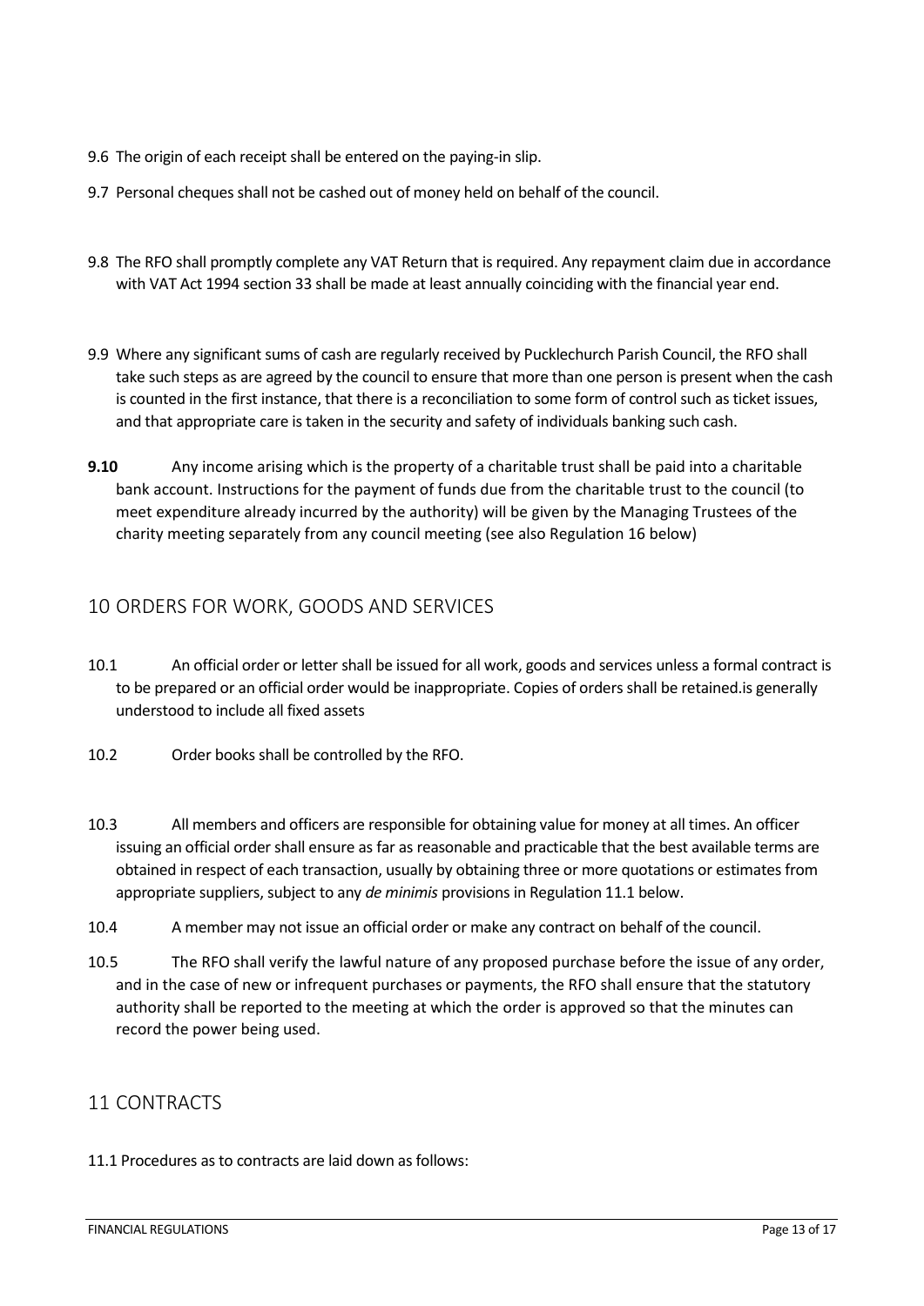9.6 The origin of each receipt shall be entered on the paying-in slip.

9.7 Personal cheques shall not be cashed out of money held on behalf of the council.

9.8 The RFO shall promptly complete any VAT Return that is required. Any repayment claim due in accordance with VAT Act 1994 section 33 shall be made at least annually coinciding with the financial year end.

9.9 Where any significant sums of cash are regularly received by Pucklechurch Parish Council, the RFO shall take such steps as are agreed by the council to ensure that more than one person is present when the cash is counted in the first instance, that there is a reconciliation to some form of control such as ticket issues, and that appropriate care is taken in the security and safety of individuals banking such cash.

**9.10** Any income arising which is the property of a charitable trust shall be paid into a charitable bank account. Instructions for the payment of funds due from the charitable trust to the council (to meet expenditure already incurred by the authority) will be given by the Managing Trustees of the charity meeting separately from any council meeting (see also Regulation 16 below)

## 10 ORDERS FOR WORK, GOODS AND SERVICES

10.1 An official order or letter shall be issued for all work, goods and services unless a formal contract is to be prepared or an official order would be inappropriate. Copies of orders shall be retained.is generally understood to include all fixed assets

10.2 Order books shall be controlled by the RFO.

10.3 All members and officers are responsible for obtaining value for money at all times. An officer issuing an official order shall ensure as far as reasonable and practicable that the best available terms are obtained in respect of each transaction, usually by obtaining three or more quotations or estimates from appropriate suppliers, subject to any *de minimis* provisions in Regulation 11.1 below.

10.4 A member may not issue an official order or make any contract on behalf of the council.

10.5 The RFO shall verify the lawful nature of any proposed purchase before the issue of any order, and in the case of new or infrequent purchases or payments, the RFO shall ensure that the statutory authority shall be reported to the meeting at which the order is approved so that the minutes can record the power being used.

## 11 CONTRACTS

11.1 Procedures as to contracts are laid down as follows: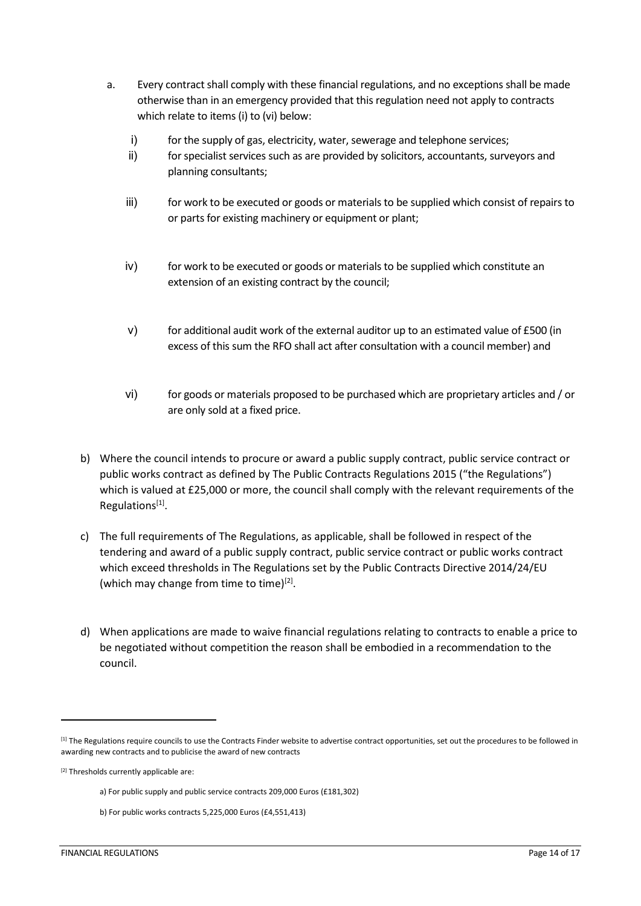a. Every contract shall comply with these financial regulations, and no exceptions shall be made otherwise than in an emergency provided that this regulation need not apply to contracts which relate to items (i) to (vi) below:

   i) for the supply of gas, electricity, water, sewerage and telephone services;

   ii) for specialist services such as are provided by solicitors, accountants, surveyors and planning consultants;

   iii) for work to be executed or goods or materials to be supplied which consist of repairs to or parts for existing machinery or equipment or plant;

   iv) for work to be executed or goods or materials to be supplied which constitute an extension of an existing contract by the council;

   v) for additional audit work of the external auditor up to an estimated value of £500 (in excess of this sum the RFO shall act after consultation with a council member) and

   vi) for goods or materials proposed to be purchased which are proprietary articles and / or are only sold at a fixed price.

b) Where the council intends to procure or award a public supply contract, public service contract or public works contract as defined by The Public Contracts Regulations 2015 ("the Regulations") which is valued at £25,000 or more, the council shall comply with the relevant requirements of the Regulations[1].

c) The full requirements of The Regulations, as applicable, shall be followed in respect of the tendering and award of a public supply contract, public service contract or public works contract which exceed thresholds in The Regulations set by the Public Contracts Directive 2014/24/EU (which may change from time to time)[2].

d) When applications are made to waive financial regulations relating to contracts to enable a price to be negotiated without competition the reason shall be embodied in a recommendation to the council.

---

[1] The Regulations require councils to use the Contracts Finder website to advertise contract opportunities, set out the procedures to be followed in awarding new contracts and to publicise the award of new contracts

[2] Thresholds currently applicable are:

a) For public supply and public service contracts 209,000 Euros (£181,302)

b) For public works contracts 5,225,000 Euros (£4,551,413)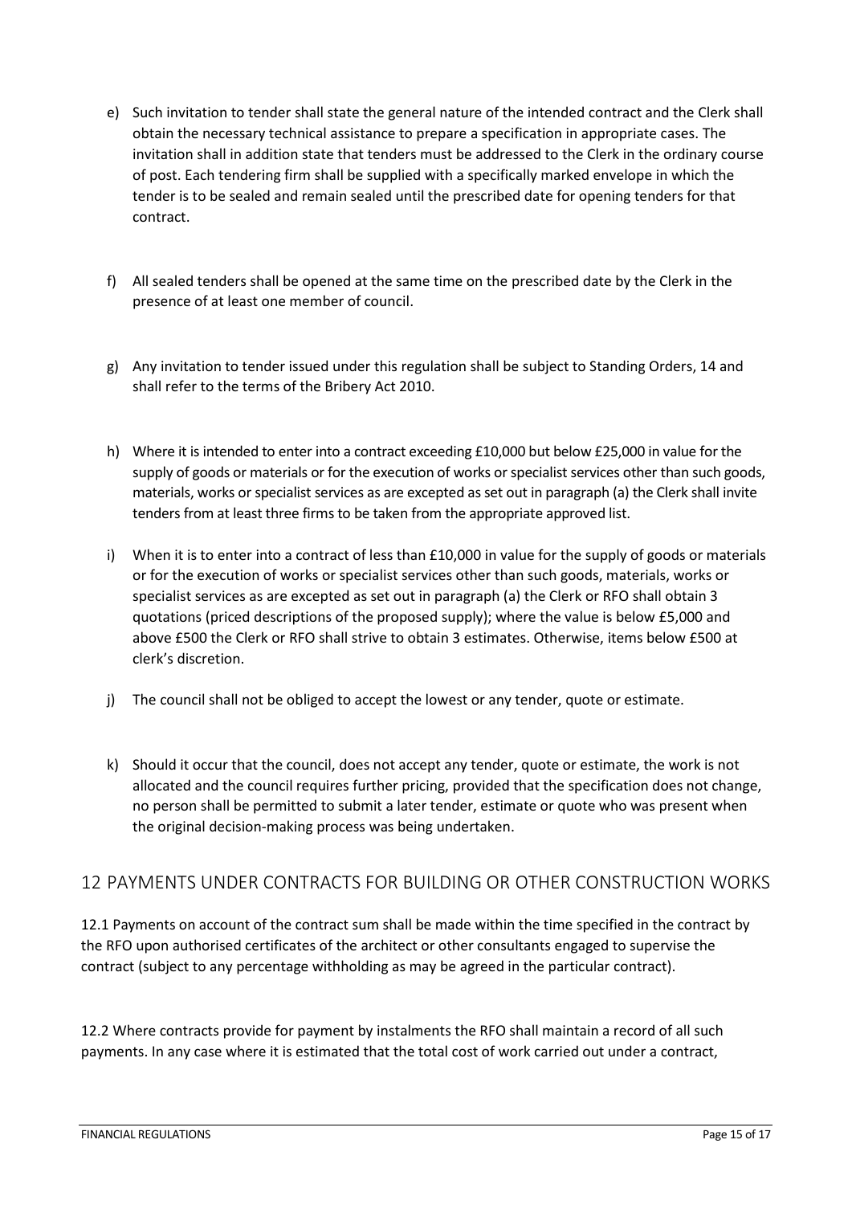e) Such invitation to tender shall state the general nature of the intended contract and the Clerk shall obtain the necessary technical assistance to prepare a specification in appropriate cases. The invitation shall in addition state that tenders must be addressed to the Clerk in the ordinary course of post. Each tendering firm shall be supplied with a specifically marked envelope in which the tender is to be sealed and remain sealed until the prescribed date for opening tenders for that contract.

f) All sealed tenders shall be opened at the same time on the prescribed date by the Clerk in the presence of at least one member of council.

g) Any invitation to tender issued under this regulation shall be subject to Standing Orders, 14 and shall refer to the terms of the Bribery Act 2010.

h) Where it is intended to enter into a contract exceeding £10,000 but below £25,000 in value for the supply of goods or materials or for the execution of works or specialist services other than such goods, materials, works or specialist services as are excepted as set out in paragraph (a) the Clerk shall invite tenders from at least three firms to be taken from the appropriate approved list.

i) When it is to enter into a contract of less than £10,000 in value for the supply of goods or materials or for the execution of works or specialist services other than such goods, materials, works or specialist services as are excepted as set out in paragraph (a) the Clerk or RFO shall obtain 3 quotations (priced descriptions of the proposed supply); where the value is below £5,000 and above £500 the Clerk or RFO shall strive to obtain 3 estimates. Otherwise, items below £500 at clerk's discretion.

j) The council shall not be obliged to accept the lowest or any tender, quote or estimate.

k) Should it occur that the council, does not accept any tender, quote or estimate, the work is not allocated and the council requires further pricing, provided that the specification does not change, no person shall be permitted to submit a later tender, estimate or quote who was present when the original decision-making process was being undertaken.

## 12 PAYMENTS UNDER CONTRACTS FOR BUILDING OR OTHER CONSTRUCTION WORKS

12.1 Payments on account of the contract sum shall be made within the time specified in the contract by the RFO upon authorised certificates of the architect or other consultants engaged to supervise the contract (subject to any percentage withholding as may be agreed in the particular contract).

12.2 Where contracts provide for payment by instalments the RFO shall maintain a record of all such payments. In any case where it is estimated that the total cost of work carried out under a contract,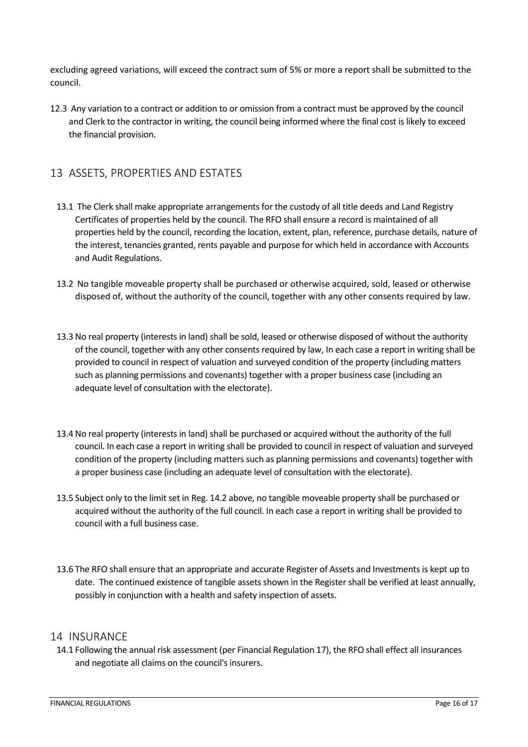excluding agreed variations, will exceed the contract sum of 5% or more a report shall be submitted to the council.

12.3 Any variation to a contract or addition to or omission from a contract must be approved by the council and Clerk to the contractor in writing, the council being informed where the final cost is likely to exceed the financial provision.

## 13 ASSETS, PROPERTIES AND ESTATES

13.1 The Clerk shall make appropriate arrangements for the custody of all title deeds and Land Registry Certificates of properties held by the council. The RFO shall ensure a record is maintained of all properties held by the council, recording the location, extent, plan, reference, purchase details, nature of the interest, tenancies granted, rents payable and purpose for which held in accordance with Accounts and Audit Regulations.

13.2 No tangible moveable property shall be purchased or otherwise acquired, sold, leased or otherwise disposed of, without the authority of the council, together with any other consents required by law.

13.3 No real property (interests in land) shall be sold, leased or otherwise disposed of without the authority of the council, together with any other consents required by law, In each case a report in writing shall be provided to council in respect of valuation and surveyed condition of the property (including matters such as planning permissions and covenants) together with a proper business case (including an adequate level of consultation with the electorate).

13.4 No real property (interests in land) shall be purchased or acquired without the authority of the full council. In each case a report in writing shall be provided to council in respect of valuation and surveyed condition of the property (including matters such as planning permissions and covenants) together with a proper business case (including an adequate level of consultation with the electorate).

13.5 Subject only to the limit set in Reg. 14.2 above, no tangible moveable property shall be purchased or acquired without the authority of the full council. In each case a report in writing shall be provided to council with a full business case.

13.6 The RFO shall ensure that an appropriate and accurate Register of Assets and Investments is kept up to date. The continued existence of tangible assets shown in the Register shall be verified at least annually, possibly in conjunction with a health and safety inspection of assets.

## 14 INSURANCE

14.1 Following the annual risk assessment (per Financial Regulation 17), the RFO shall effect all insurances and negotiate all claims on the council's insurers.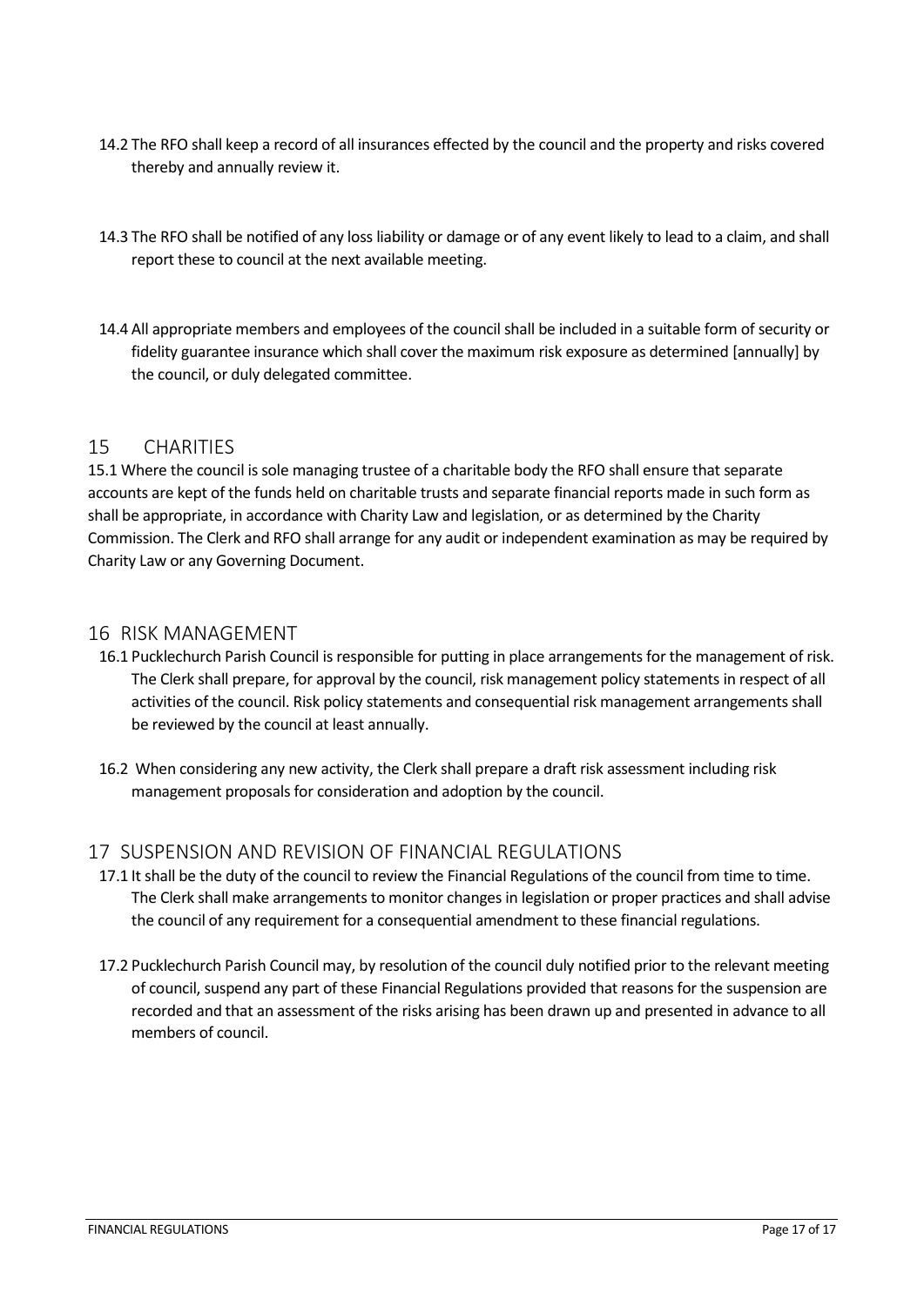14.2 The RFO shall keep a record of all insurances effected by the council and the property and risks covered thereby and annually review it.

14.3 The RFO shall be notified of any loss liability or damage or of any event likely to lead to a claim, and shall report these to council at the next available meeting.

14.4 All appropriate members and employees of the council shall be included in a suitable form of security or fidelity guarantee insurance which shall cover the maximum risk exposure as determined [annually] by the council, or duly delegated committee.

## 15 CHARITIES

15.1 Where the council is sole managing trustee of a charitable body the RFO shall ensure that separate accounts are kept of the funds held on charitable trusts and separate financial reports made in such form as shall be appropriate, in accordance with Charity Law and legislation, or as determined by the Charity Commission. The Clerk and RFO shall arrange for any audit or independent examination as may be required by Charity Law or any Governing Document.

## 16 RISK MANAGEMENT

16.1 Pucklechurch Parish Council is responsible for putting in place arrangements for the management of risk. The Clerk shall prepare, for approval by the council, risk management policy statements in respect of all activities of the council. Risk policy statements and consequential risk management arrangements shall be reviewed by the council at least annually.

16.2 When considering any new activity, the Clerk shall prepare a draft risk assessment including risk management proposals for consideration and adoption by the council.

## 17 SUSPENSION AND REVISION OF FINANCIAL REGULATIONS

17.1 It shall be the duty of the council to review the Financial Regulations of the council from time to time. The Clerk shall make arrangements to monitor changes in legislation or proper practices and shall advise the council of any requirement for a consequential amendment to these financial regulations.

17.2 Pucklechurch Parish Council may, by resolution of the council duly notified prior to the relevant meeting of council, suspend any part of these Financial Regulations provided that reasons for the suspension are recorded and that an assessment of the risks arising has been drawn up and presented in advance to all members of council.